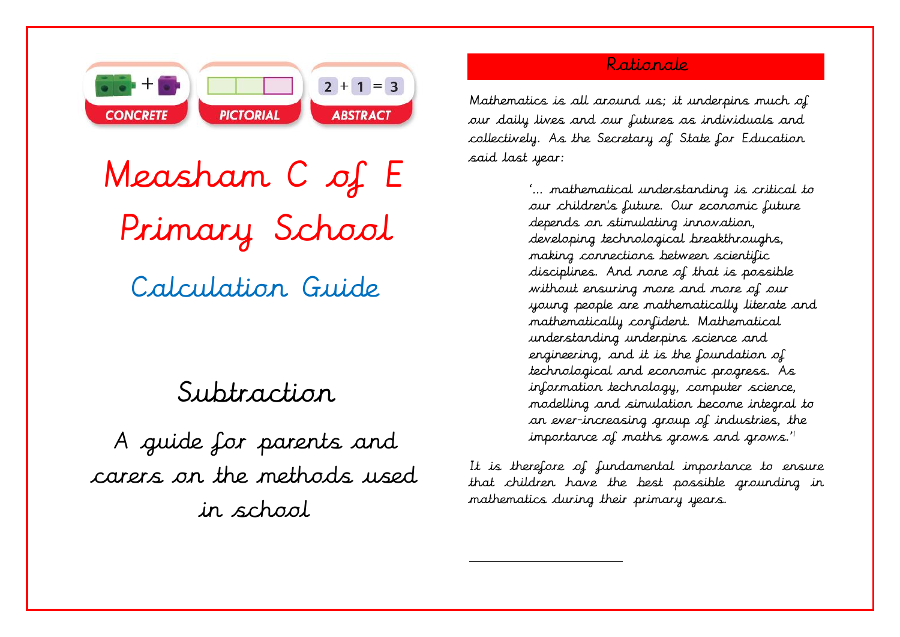CONCRETE PICTORIAL ABSTRACT

2 + 1 = 3

# Measham C of E Primary School

## Calculation Guide

## Subtraction

A guide for parents and carers on the methods used in school

## Rationale

Mathematics is all around us; it underpins much of our daily lives and our futures as individuals and collectively. As the Secretary of State for Education said last year:

> '... mathematical understanding is critical to our children's future. Our economic future depends on stimulating innovation, developing technological breakthroughs, making connections between scientific disciplines. And none of that is possible without ensuring more and more of our young people are mathematically literate and mathematically confident. Mathematical understanding underpins science and engineering, and it is the foundation of technological and economic progress. As information technology, computer science, modelling and simulation become integral to an ever-increasing group of industries, the importance of maths grows and grows.'[1]

It is therefore of fundamental importance to ensure that children have the best possible grounding in mathematics during their primary years.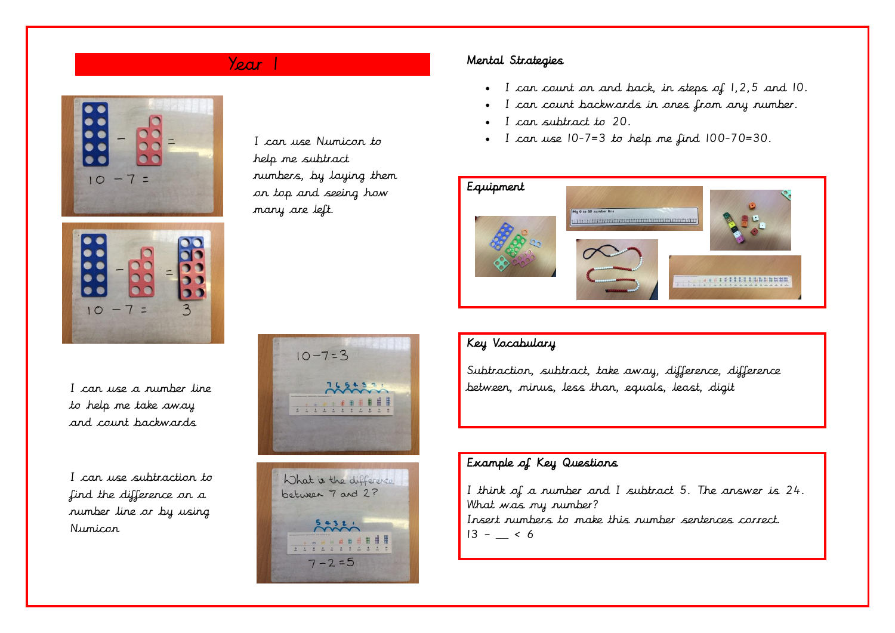# Year 1

I can use Numicon to help me subtract numbers, by laying them on top and seeing how many are left.

I can use a number line to help me take away and count backwards

I can use subtraction to find the difference on a number line or by using Numicon

## Mental Strategies

- I can count on and back, in steps of 1, 2, 5 and 10.
- I can count backwards in ones from any number.
- I can subtract to 20.
- I can use 10-7=3 to help me find 100-70=30.

## Equipment

## Key Vocabulary

Subtraction, subtract, take away, difference, difference between, minus, less than, equals, least, digit

## Example of Key Questions

I think of a number and I subtract 5. The answer is 24. What was my number?

Insert numbers to make this number sentences correct.

13 – __ < 6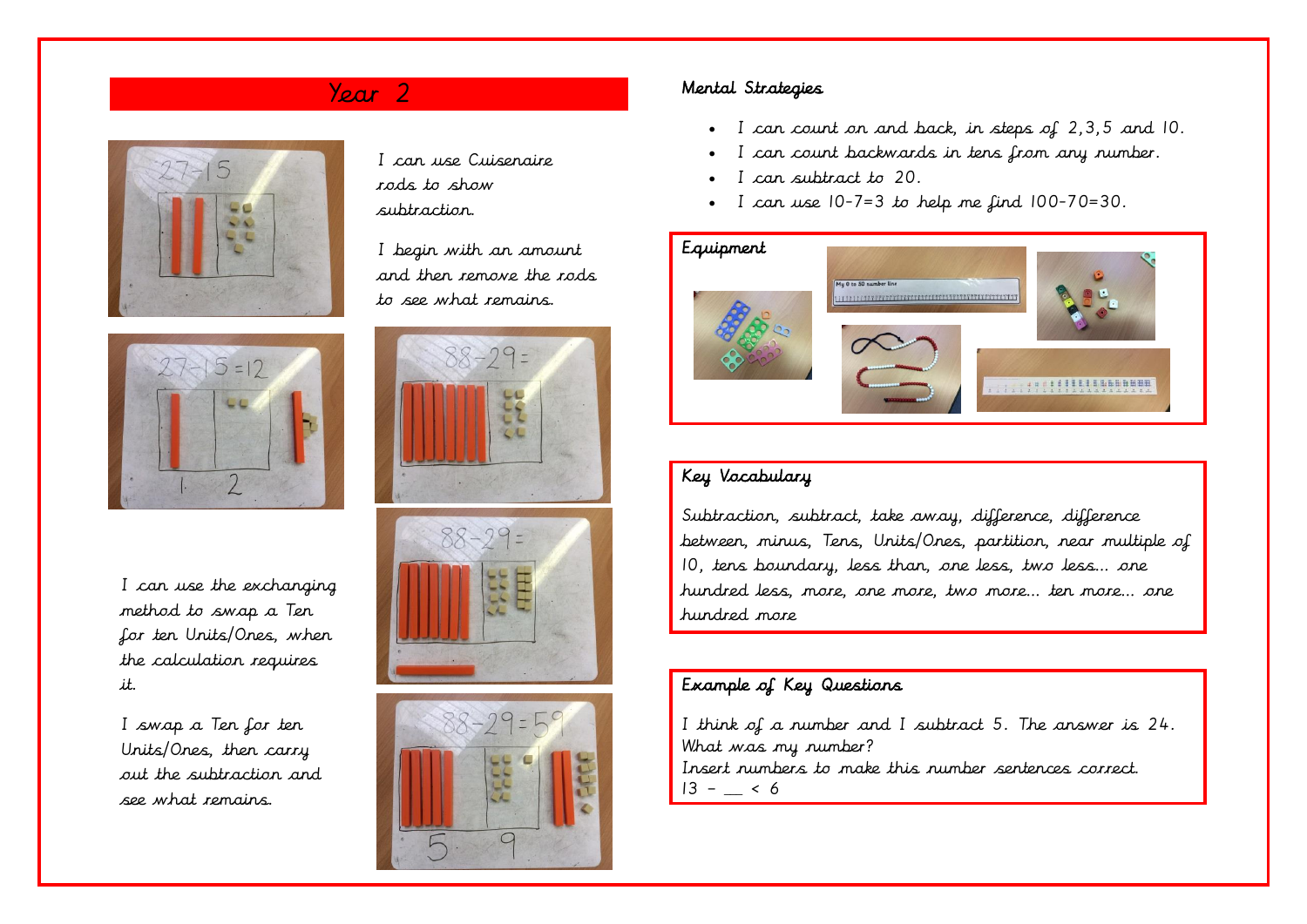## Year 2

I can use Cuisenaire rods to show subtraction.

I begin with an amount and then remove the rods to see what remains.

I can use the exchanging method to swap a Ten for ten Units/Ones, when the calculation requires it.

I swap a Ten for ten Units/Ones, then carry out the subtraction and see what remains.

### Mental Strategies

- I can count on and back, in steps of 2,3,5 and 10.
- I can count backwards in tens from any number.
- I can subtract to 20.
- I can use 10-7=3 to help me find 100-70=30.

### Equipment

### Key Vocabulary

Subtraction, subtract, take away, difference, difference between, minus, Tens, Units/Ones, partition, near multiple of 10, tens boundary, less than, one less, two less… one hundred less, more, one more, two more… ten more… one hundred more

### Example of Key Questions

I think of a number and I subtract 5. The answer is 24. What was my number?
Insert numbers to make this number sentences correct.
13 – __ < 6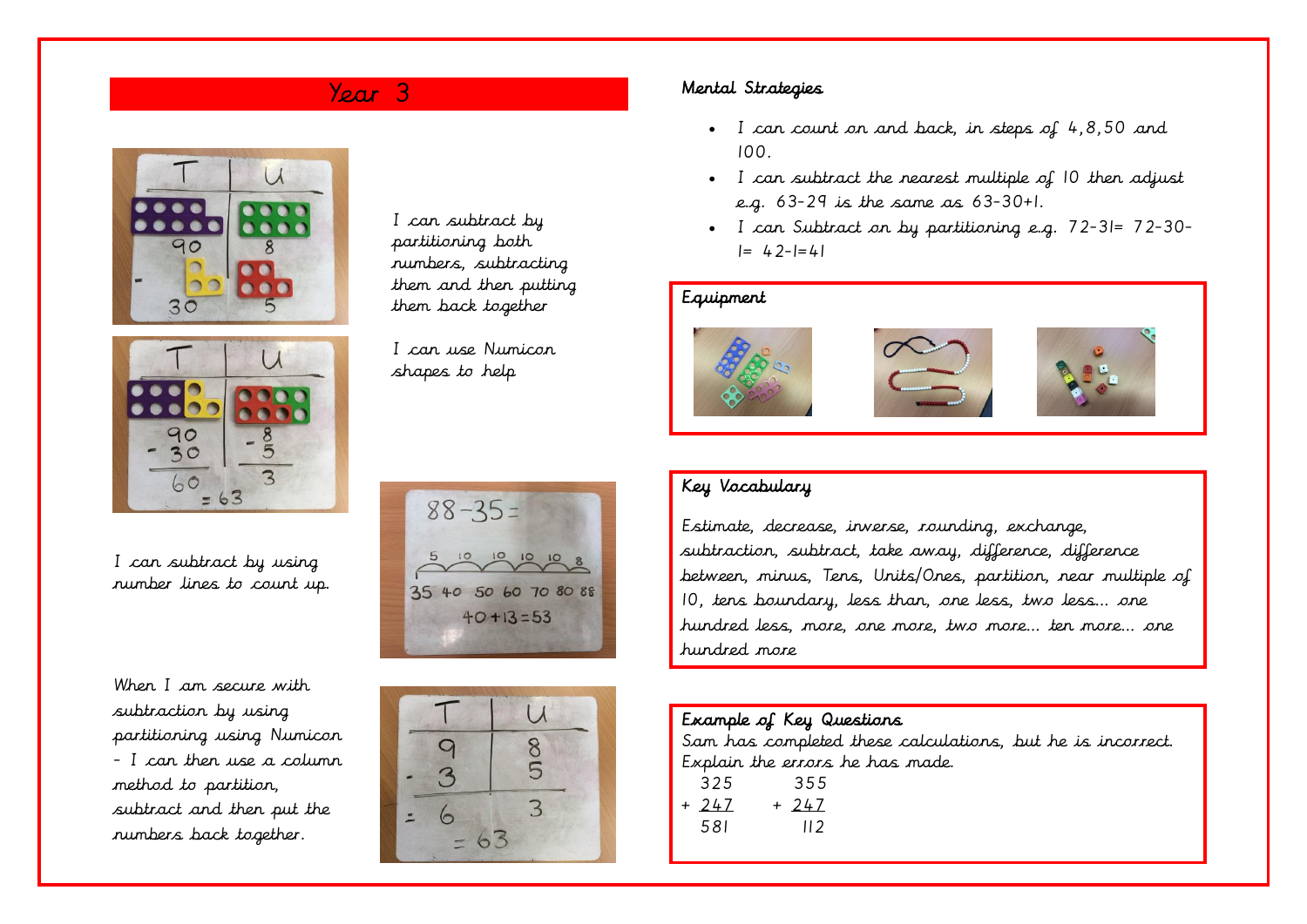# Year 3

I can subtract by partitioning both numbers, subtracting them and then putting them back together

I can use Numicon shapes to help

I can subtract by using number lines to count up.

When I am secure with subtraction by using partitioning using Numicon - I can then use a column method to partition, subtract and then put the numbers back together.

## Mental Strategies

- I can count on and back, in steps of 4, 8, 50 and 100.
- I can subtract the nearest multiple of 10 then adjust e.g. 63-29 is the same as 63-30+1.
- I can Subtract on by partitioning e.g. 72-31= 72-30-1= 42-1=41

## Equipment

## Key Vocabulary

Estimate, decrease, inverse, rounding, exchange, subtraction, subtract, take away, difference, difference between, minus, Tens, Units/Ones, partition, near multiple of 10, tens boundary, less than, one less, two less… one hundred less, more, one more, two more… ten more… one hundred more

## Example of Key Questions

Sam has completed these calculations, but he is incorrect. Explain the errors he has made.

```
  325        355
+ 247      + 247
  581        112
```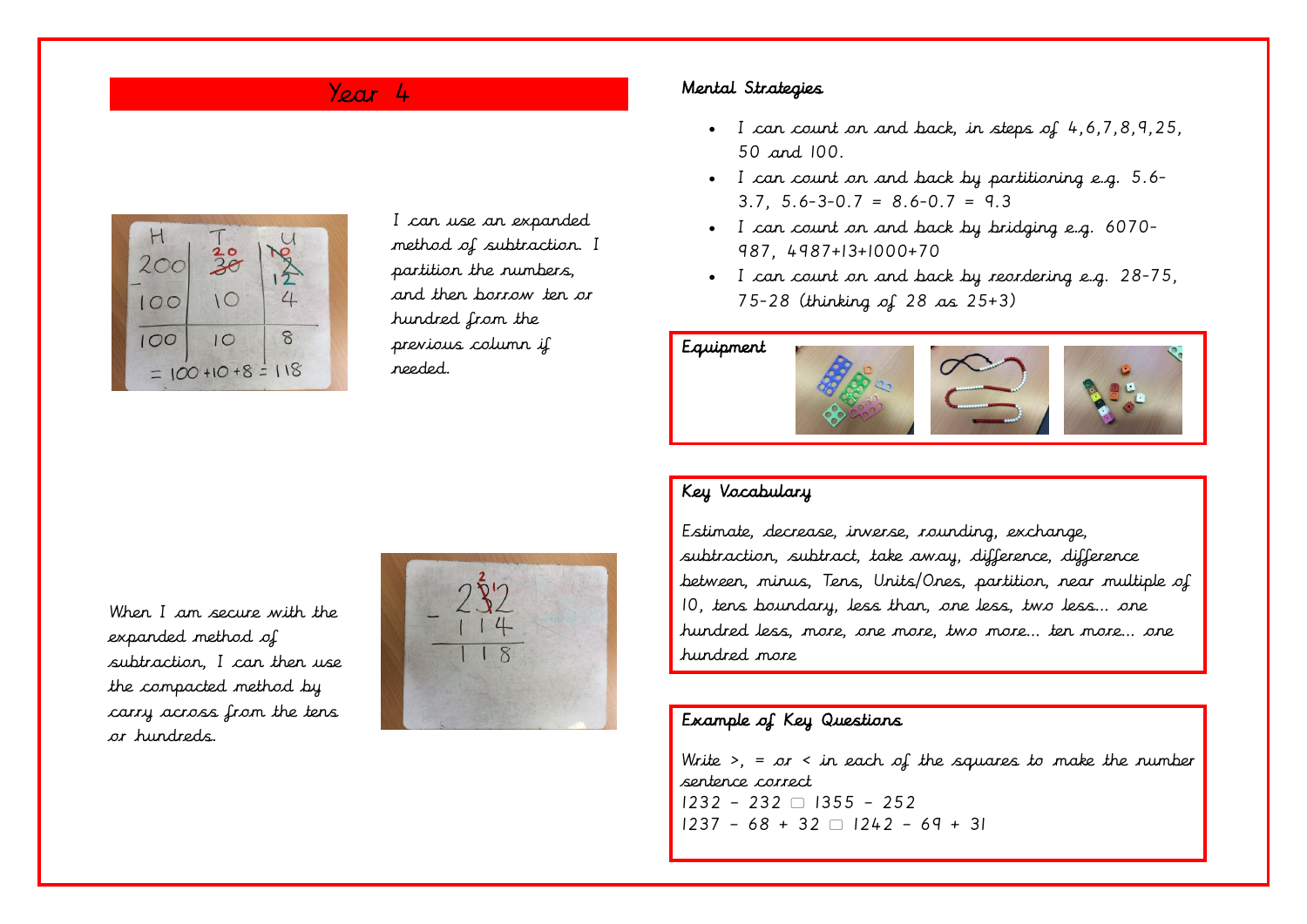# Year 4

I can use an expanded method of subtraction. I partition the numbers, and then borrow ten or hundred from the previous column if needed.

When I am secure with the expanded method of subtraction, I can then use the compacted method by carry across from the tens or hundreds.

## Mental Strategies

- I can count on and back, in steps of 4,6,7,8,9,25, 50 and 100.
- I can count on and back by partitioning e.g. 5.6-3.7, 5.6-3-0.7 = 8.6-0.7 = 9.3
- I can count on and back by bridging e.g. 6070-987, 4987+13+1000+70
- I can count on and back by reordering e.g. 28-75, 75-28 (thinking of 28 as 25+3)

## Equipment

## Key Vocabulary

Estimate, decrease, inverse, rounding, exchange, subtraction, subtract, take away, difference, difference between, minus, Tens, Units/Ones, partition, near multiple of 10, tens boundary, less than, one less, two less… one hundred less, more, one more, two more… ten more… one hundred more

## Example of Key Questions

Write >, = or < in each of the squares to make the number sentence correct

1232 – 232 ▢ 1355 – 252

1237 – 68 + 32 ▢ 1242 – 69 + 31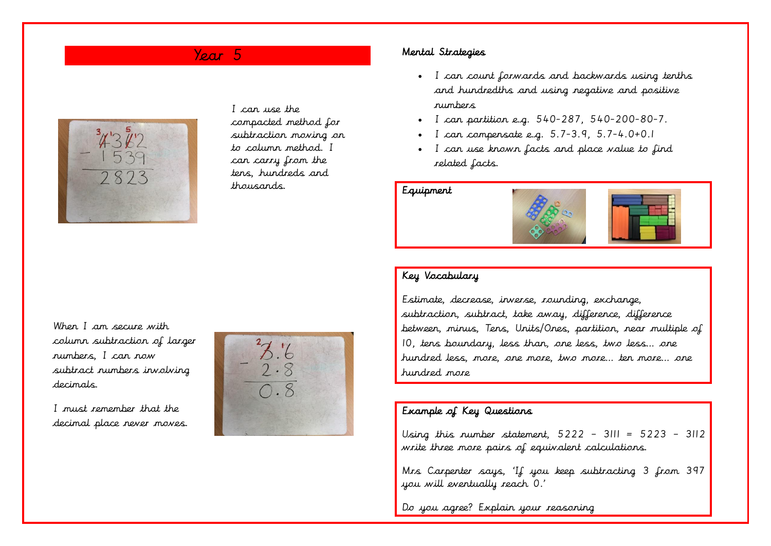## Year 5

I can use the compacted method for subtraction moving on to column method. I can carry from the tens, hundreds and thousands.

When I am secure with column subtraction of larger numbers, I can now subtract numbers involving decimals.

I must remember that the decimal place never moves.

### Mental Strategies

- I can count forwards and backwards using tenths and hundredths and using negative and positive numbers
- I can partition e.g. 540-287, 540-200-80-7.
- I can compensate e.g. 5.7-3.9, 5.7-4.0+0.1
- I can use known facts and place value to find related facts.

### Equipment

### Key Vocabulary

Estimate, decrease, inverse, rounding, exchange, subtraction, subtract, take away, difference, difference between, minus, Tens, Units/Ones, partition, near multiple of 10, tens boundary, less than, one less, two less… one hundred less, more, one more, two more… ten more… one hundred more

### Example of Key Questions

Using this number statement, 5222 – 3111 = 5223 – 3112 write three more pairs of equivalent calculations.

Mrs Carpenter says, 'If you keep subtracting 3 from 397 you will eventually reach 0.'

Do you agree? Explain your reasoning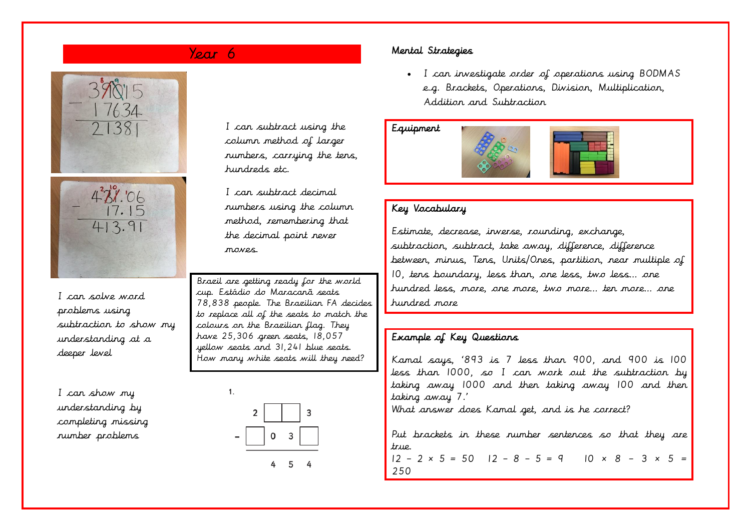## Year 6

I can subtract using the column method of larger numbers, carrying the tens, hundreds etc.

I can subtract decimal numbers using the column method, remembering that the decimal point never moves.

I can solve word problems using subtraction to show my understanding at a deeper level

Brazil are getting ready for the world cup. Estádio do Maracanã seats 78,838 people. The Brazilian FA decides to replace all of the seats to match the colours on the Brazilian flag. They have 25,306 green seats, 18,057 yellow seats and 31,241 blue seats. How many white seats will they need?

I can show my understanding by completing missing number problems

1.

```
  2 [ ] [ ] 3
- [ ] 0  3 [ ]
  -----------
     4  5  4
```

### Mental Strategies

- I can investigate order of operations using BODMAS e.g. Brackets, Operations, Division, Multiplication, Addition and Subtraction

### Equipment

### Key Vocabulary

Estimate, decrease, inverse, rounding, exchange, subtraction, subtract, take away, difference, difference between, minus, Tens, Units/Ones, partition, near multiple of 10, tens boundary, less than, one less, two less… one hundred less, more, one more, two more… ten more… one hundred more

### Example of Key Questions

Kamal says, '893 is 7 less than 900, and 900 is 100 less than 1000, so I can work out the subtraction by taking away 1000 and then taking away 100 and then taking away 7.'
What answer does Kamal get, and is he correct?

Put brackets in these number sentences so that they are true.

$12 - 2 \times 5 = 50 \quad 12 - 8 - 5 = 9 \quad 10 \times 8 - 3 \times 5 = 250$